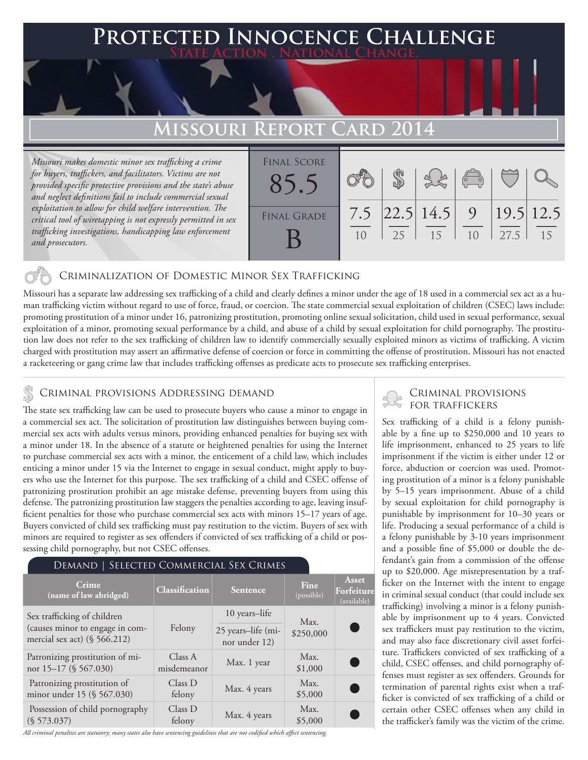# Protected Innocence Challenge

**State Action . National Change.**

## Missouri Report Card 2014

*Missouri makes domestic minor sex trafficking a crime for buyers, traffickers, and facilitators. Victims are not provided specific protective provisions and the state's abuse and neglect definitions fail to include commercial sexual exploitation to allow for child welfare intervention. The critical tool of wiretapping is not expressly permitted in sex trafficking investigations, handicapping law enforcement and prosecutors.*

| Final Score | Criminalization | Demand | Traffickers | Facilitators | Protective Provisions | Investigation |
|---|---|---|---|---|---|---|
| 85.5 | 7.5/10 | 22.5/25 | 14.5/15 | 9/10 | 19.5/27.5 | 12.5/15 |

**Final Grade: B**

### Criminalization of Domestic Minor Sex Trafficking

Missouri has a separate law addressing sex trafficking of a child and clearly defines a minor under the age of 18 used in a commercial sex act as a human trafficking victim without regard to use of force, fraud, or coercion. The state commercial sexual exploitation of children (CSEC) laws include: promoting prostitution of a minor under 16, patronizing prostitution, promoting online sexual solicitation, child used in sexual performance, sexual exploitation of a minor, promoting sexual performance by a child, and abuse of a child by sexual exploitation for child pornography. The prostitution law does not refer to the sex trafficking of children law to identify commercially sexually exploited minors as victims of trafficking. A victim charged with prostitution may assert an affirmative defense of coercion or force in committing the offense of prostitution. Missouri has not enacted a racketeering or gang crime law that includes trafficking offenses as predicate acts to prosecute sex trafficking enterprises.

### Criminal provisions Addressing demand

The state sex trafficking law can be used to prosecute buyers who cause a minor to engage in a commercial sex act. The solicitation of prostitution law distinguishes between buying commercial sex acts with adults versus minors, providing enhanced penalties for buying sex with a minor under 18. In the absence of a statute or heightened penalties for using the Internet to purchase commercial sex acts with a minor, the enticement of a child law, which includes enticing a minor under 15 via the Internet to engage in sexual conduct, might apply to buyers who use the Internet for this purpose. The sex trafficking of a child and CSEC offense of patronizing prostitution prohibit an age mistake defense, preventing buyers from using this defense. The patronizing prostitution law staggers the penalties according to age, leaving insufficient penalties for those who purchase commercial sex acts with minors 15–17 years of age. Buyers convicted of child sex trafficking must pay restitution to the victim. Buyers of sex with minors are required to register as sex offenders if convicted of sex trafficking of a child or possessing child pornography, but not CSEC offenses.

#### Demand | Selected Commercial Sex Crimes

| Crime (name of law abridged) | Classification | Sentence | Fine (possible) | Asset Forfeiture (available) |
|---|---|---|---|---|
| Sex trafficking of children (causes minor to engage in commercial sex act) (§ 566.212) | Felony | 10 years–life; 25 years–life (minor under 12) | Max. $250,000 | ● |
| Patronizing prostitution of minor 15–17 (§ 567.030) | Class A misdemeanor | Max. 1 year | Max. $1,000 | ● |
| Patronizing prostitution of minor under 15 (§ 567.030) | Class D felony | Max. 4 years | Max. $5,000 | ● |
| Possession of child pornography (§ 573.037) | Class D felony | Max. 4 years | Max. $5,000 | ● |

*All criminal penalties are statutory; many states also have sentencing guidelines that are not codified which affect sentencing.*

### Criminal provisions for traffickers

Sex trafficking of a child is a felony punishable by a fine up to $250,000 and 10 years to life imprisonment, enhanced to 25 years to life imprisonment if the victim is either under 12 or force, abduction or coercion was used. Promoting prostitution of a minor is a felony punishable by 5–15 years imprisonment. Abuse of a child by sexual exploitation for child pornography is punishable by imprisonment for 10–30 years or life. Producing a sexual performance of a child is a felony punishable by 3-10 years imprisonment and a possible fine of $5,000 or double the defendant's gain from a commission of the offense up to $20,000. Age misrepresentation by a trafficker on the Internet with the intent to engage in criminal sexual conduct (that could include sex trafficking) involving a minor is a felony punishable by imprisonment up to 4 years. Convicted sex traffickers must pay restitution to the victim, and may also face discretionary civil asset forfeiture. Traffickers convicted of sex trafficking of a child, CSEC offenses, and child pornography offenses must register as sex offenders. Grounds for termination of parental rights exist when a trafficker is convicted of sex trafficking of a child or certain other CSEC offenses when any child in the trafficker's family was the victim of the crime.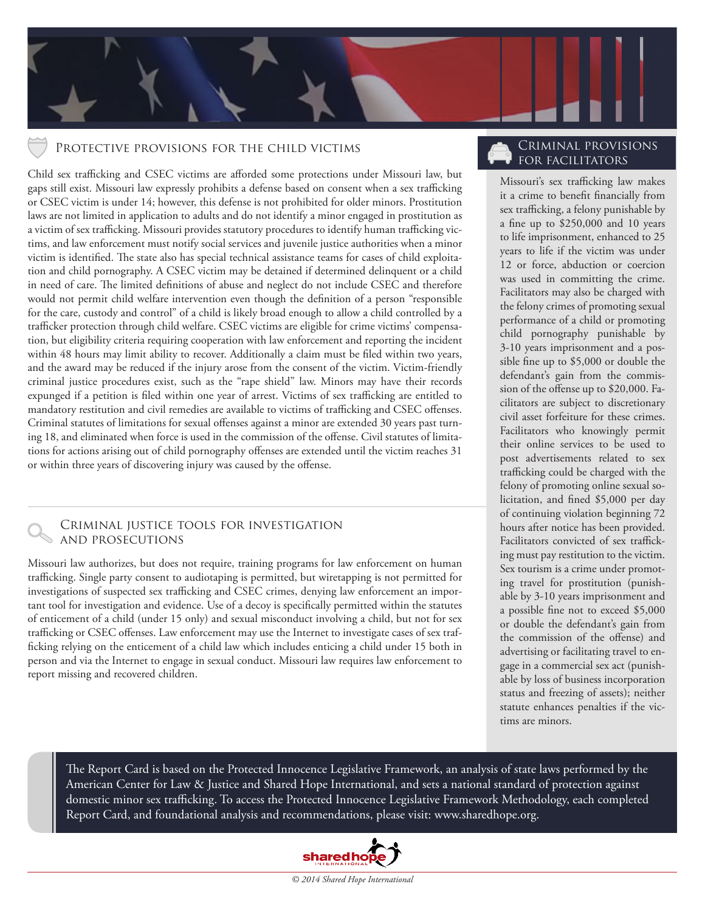## Protective provisions for the child victims

Child sex trafficking and CSEC victims are afforded some protections under Missouri law, but gaps still exist. Missouri law expressly prohibits a defense based on consent when a sex trafficking or CSEC victim is under 14; however, this defense is not prohibited for older minors. Prostitution laws are not limited in application to adults and do not identify a minor engaged in prostitution as a victim of sex trafficking. Missouri provides statutory procedures to identify human trafficking victims, and law enforcement must notify social services and juvenile justice authorities when a minor victim is identified. The state also has special technical assistance teams for cases of child exploitation and child pornography. A CSEC victim may be detained if determined delinquent or a child in need of care. The limited definitions of abuse and neglect do not include CSEC and therefore would not permit child welfare intervention even though the definition of a person "responsible for the care, custody and control" of a child is likely broad enough to allow a child controlled by a trafficker protection through child welfare. CSEC victims are eligible for crime victims' compensation, but eligibility criteria requiring cooperation with law enforcement and reporting the incident within 48 hours may limit ability to recover. Additionally a claim must be filed within two years, and the award may be reduced if the injury arose from the consent of the victim. Victim-friendly criminal justice procedures exist, such as the "rape shield" law. Minors may have their records expunged if a petition is filed within one year of arrest. Victims of sex trafficking are entitled to mandatory restitution and civil remedies are available to victims of trafficking and CSEC offenses. Criminal statutes of limitations for sexual offenses against a minor are extended 30 years past turning 18, and eliminated when force is used in the commission of the offense. Civil statutes of limitations for actions arising out of child pornography offenses are extended until the victim reaches 31 or within three years of discovering injury was caused by the offense.

## Criminal justice tools for investigation and prosecutions

Missouri law authorizes, but does not require, training programs for law enforcement on human trafficking. Single party consent to audiotaping is permitted, but wiretapping is not permitted for investigations of suspected sex trafficking and CSEC crimes, denying law enforcement an important tool for investigation and evidence. Use of a decoy is specifically permitted within the statutes of enticement of a child (under 15 only) and sexual misconduct involving a child, but not for sex trafficking or CSEC offenses. Law enforcement may use the Internet to investigate cases of sex trafficking relying on the enticement of a child law which includes enticing a child under 15 both in person and via the Internet to engage in sexual conduct. Missouri law requires law enforcement to report missing and recovered children.

## Criminal provisions for facilitators

Missouri's sex trafficking law makes it a crime to benefit financially from sex trafficking, a felony punishable by a fine up to $250,000 and 10 years to life imprisonment, enhanced to 25 years to life if the victim was under 12 or force, abduction or coercion was used in committing the crime. Facilitators may also be charged with the felony crimes of promoting sexual performance of a child or promoting child pornography punishable by 3-10 years imprisonment and a possible fine up to $5,000 or double the defendant's gain from the commission of the offense up to $20,000. Facilitators are subject to discretionary civil asset forfeiture for these crimes. Facilitators who knowingly permit their online services to be used to post advertisements related to sex trafficking could be charged with the felony of promoting online sexual solicitation, and fined $5,000 per day of continuing violation beginning 72 hours after notice has been provided. Facilitators convicted of sex trafficking must pay restitution to the victim. Sex tourism is a crime under promoting travel for prostitution (punishable by 3-10 years imprisonment and a possible fine not to exceed $5,000 or double the defendant's gain from the commission of the offense) and advertising or facilitating travel to engage in a commercial sex act (punishable by loss of business incorporation status and freezing of assets); neither statute enhances penalties if the victims are minors.

The Report Card is based on the Protected Innocence Legislative Framework, an analysis of state laws performed by the American Center for Law & Justice and Shared Hope International, and sets a national standard of protection against domestic minor sex trafficking. To access the Protected Innocence Legislative Framework Methodology, each completed Report Card, and foundational analysis and recommendations, please visit: www.sharedhope.org.

sharedhope INTERNATIONAL

*© 2014 Shared Hope International*